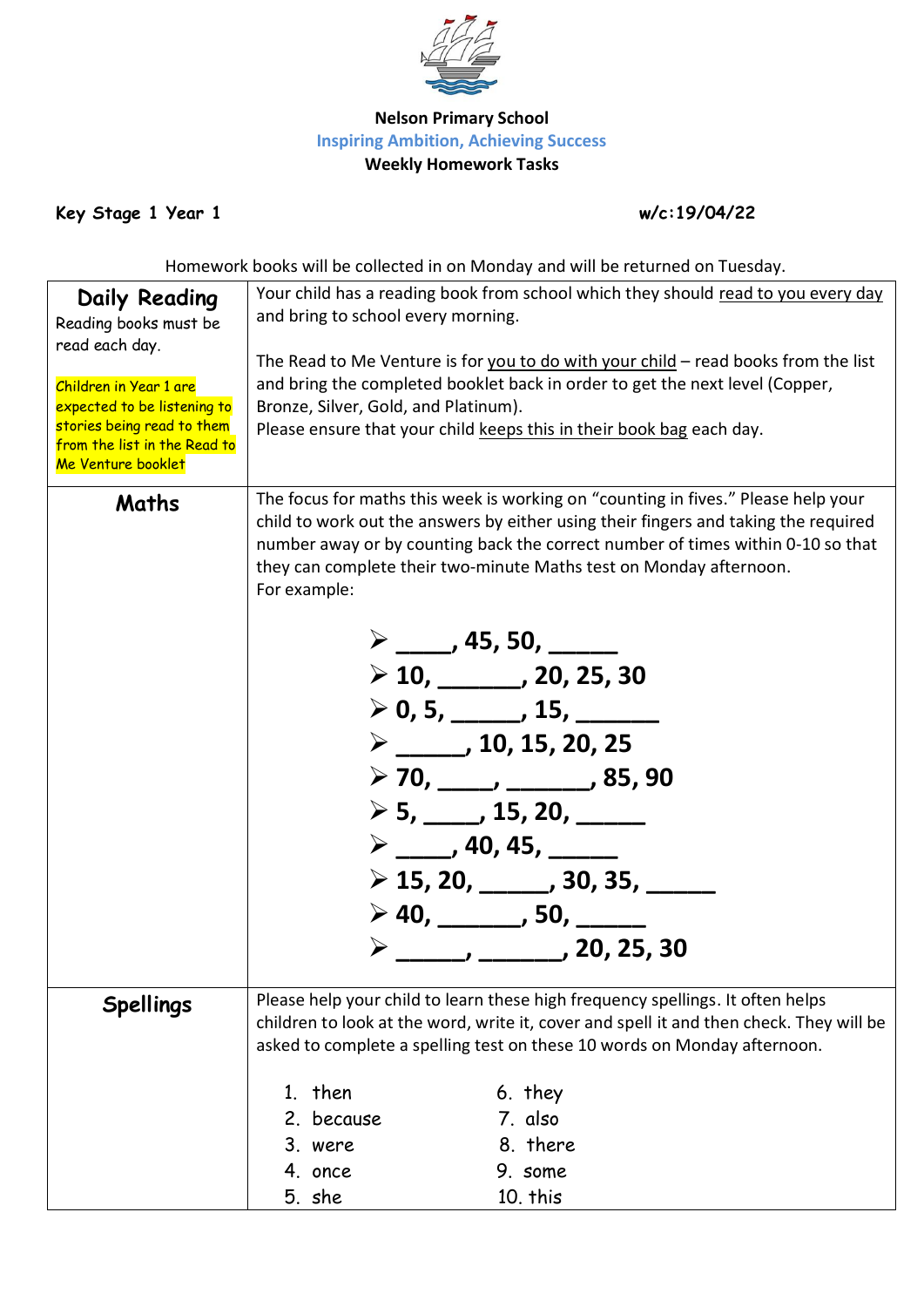**Nelson Primary School**

**Inspiring Ambition, Achieving Success**

**Weekly Homework Tasks**

**Key Stage 1 Year 1** **w/c:19/04/22**

Homework books will be collected in on Monday and will be returned on Tuesday.

| | |
|---|---|
| **Daily Reading**<br>Reading books must be read each day.<br><br>Children in Year 1 are expected to be listening to stories being read to them from the list in the Read to Me Venture booklet | Your child has a reading book from school which they should read to you every day and bring to school every morning.<br><br>The Read to Me Venture is for you to do with your child – read books from the list and bring the completed booklet back in order to get the next level (Copper, Bronze, Silver, Gold, and Platinum).<br>Please ensure that your child keeps this in their book bag each day. |
| **Maths** | The focus for maths this week is working on "counting in fives." Please help your child to work out the answers by either using their fingers and taking the required number away or by counting back the correct number of times within 0-10 so that they can complete their two-minute Maths test on Monday afternoon.<br>For example:<br><br>➢ ____, 45, 50, _____<br>➢ 10, ______, 20, 25, 30<br>➢ 0, 5, _____, 15, ______<br>➢ _____, 10, 15, 20, 25<br>➢ 70, ____, ______, 85, 90<br>➢ 5, ____, 15, 20, _____<br>➢ ____, 40, 45, _____<br>➢ 15, 20, _____, 30, 35, _____<br>➢ 40, ______, 50, _____<br>➢ _____, ______, 20, 25, 30 |
| **Spellings** | Please help your child to learn these high frequency spellings. It often helps children to look at the word, write it, cover and spell it and then check. They will be asked to complete a spelling test on these 10 words on Monday afternoon.<br><br>1. then<br>2. because<br>3. were<br>4. once<br>5. she<br>6. they<br>7. also<br>8. there<br>9. some<br>10. this |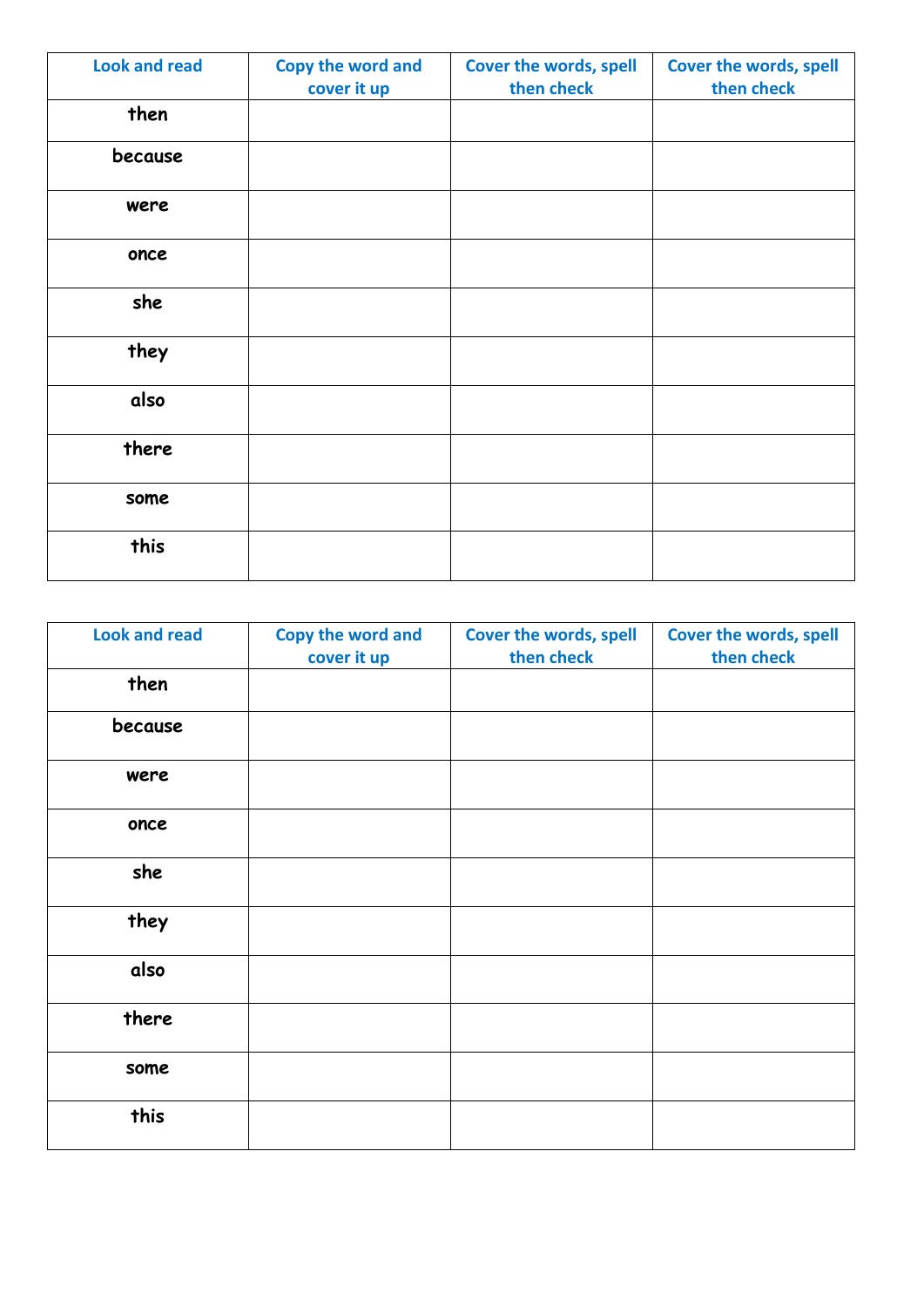| Look and read | Copy the word and cover it up | Cover the words, spell then check | Cover the words, spell then check |
|---|---|---|---|
| then | | | |
| because | | | |
| were | | | |
| once | | | |
| she | | | |
| they | | | |
| also | | | |
| there | | | |
| some | | | |
| this | | | |

| Look and read | Copy the word and cover it up | Cover the words, spell then check | Cover the words, spell then check |
|---|---|---|---|
| then | | | |
| because | | | |
| were | | | |
| once | | | |
| she | | | |
| they | | | |
| also | | | |
| there | | | |
| some | | | |
| this | | | |